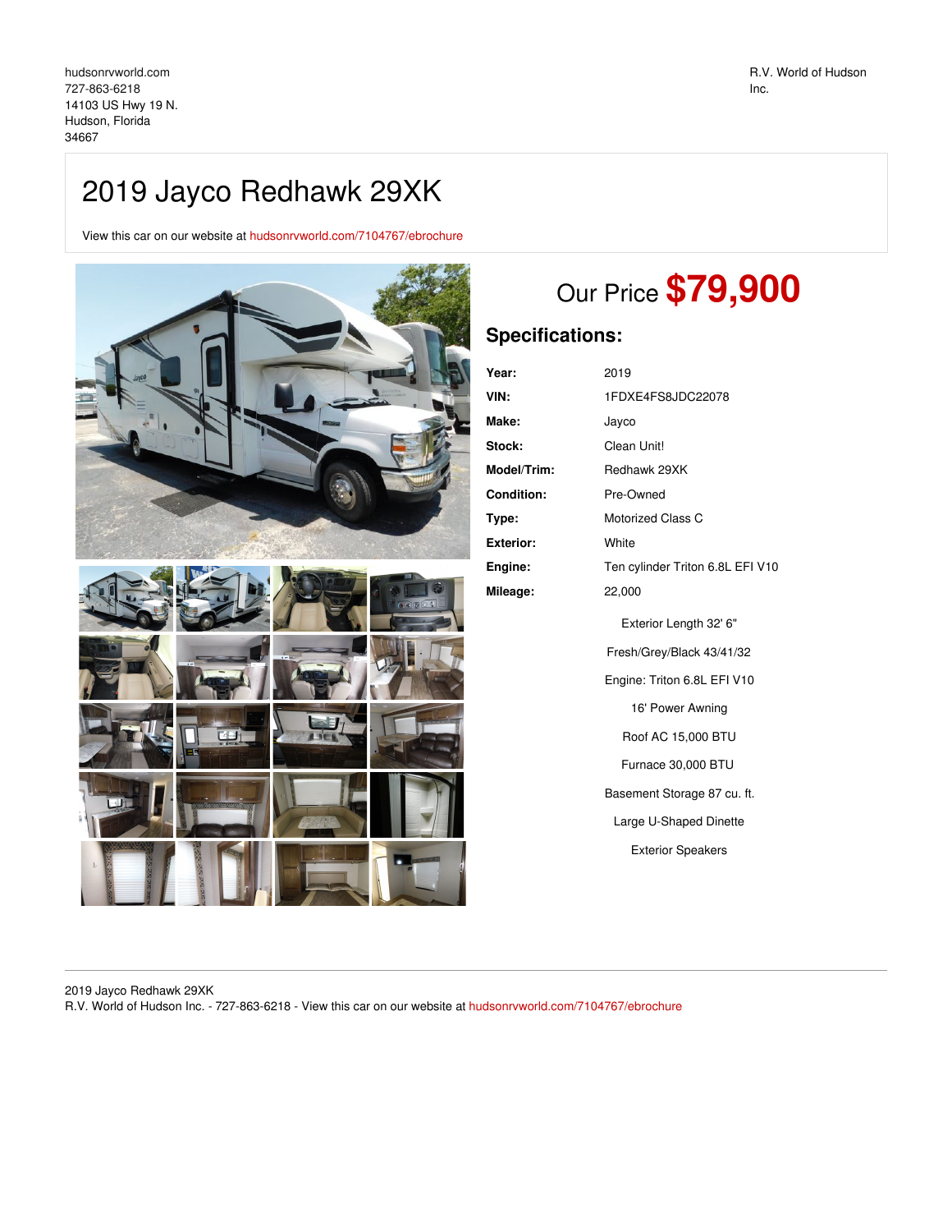hudsonrvworld.com
727-863-6218
14103 US Hwy 19 N.
Hudson, Florida
34667

R.V. World of Hudson Inc.

# 2019 Jayco Redhawk 29XK

View this car on our website at hudsonrvworld.com/7104767/ebrochure

Our Price **$79,900**

## Specifications:

| | |
|---|---|
| **Year:** | 2019 |
| **VIN:** | 1FDXE4FS8JDC22078 |
| **Make:** | Jayco |
| **Stock:** | Clean Unit! |
| **Model/Trim:** | Redhawk 29XK |
| **Condition:** | Pre-Owned |
| **Type:** | Motorized Class C |
| **Exterior:** | White |
| **Engine:** | Ten cylinder Triton 6.8L EFI V10 |
| **Mileage:** | 22,000 |

Exterior Length 32' 6"

Fresh/Grey/Black 43/41/32

Engine: Triton 6.8L EFI V10

16' Power Awning

Roof AC 15,000 BTU

Furnace 30,000 BTU

Basement Storage 87 cu. ft.

Large U-Shaped Dinette

Exterior Speakers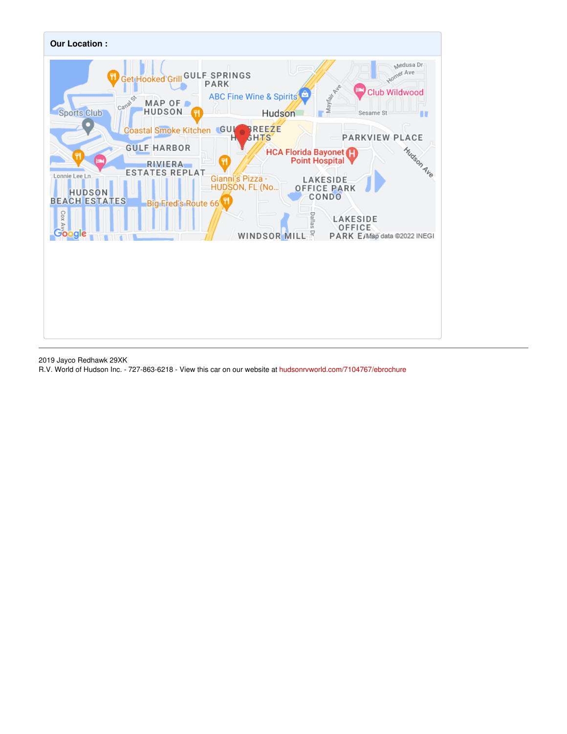**Our Location :**

2019 Jayco Redhawk 29XK

R.V. World of Hudson Inc. - 727-863-6218 - View this car on our website at hudsonrvworld.com/7104767/ebrochure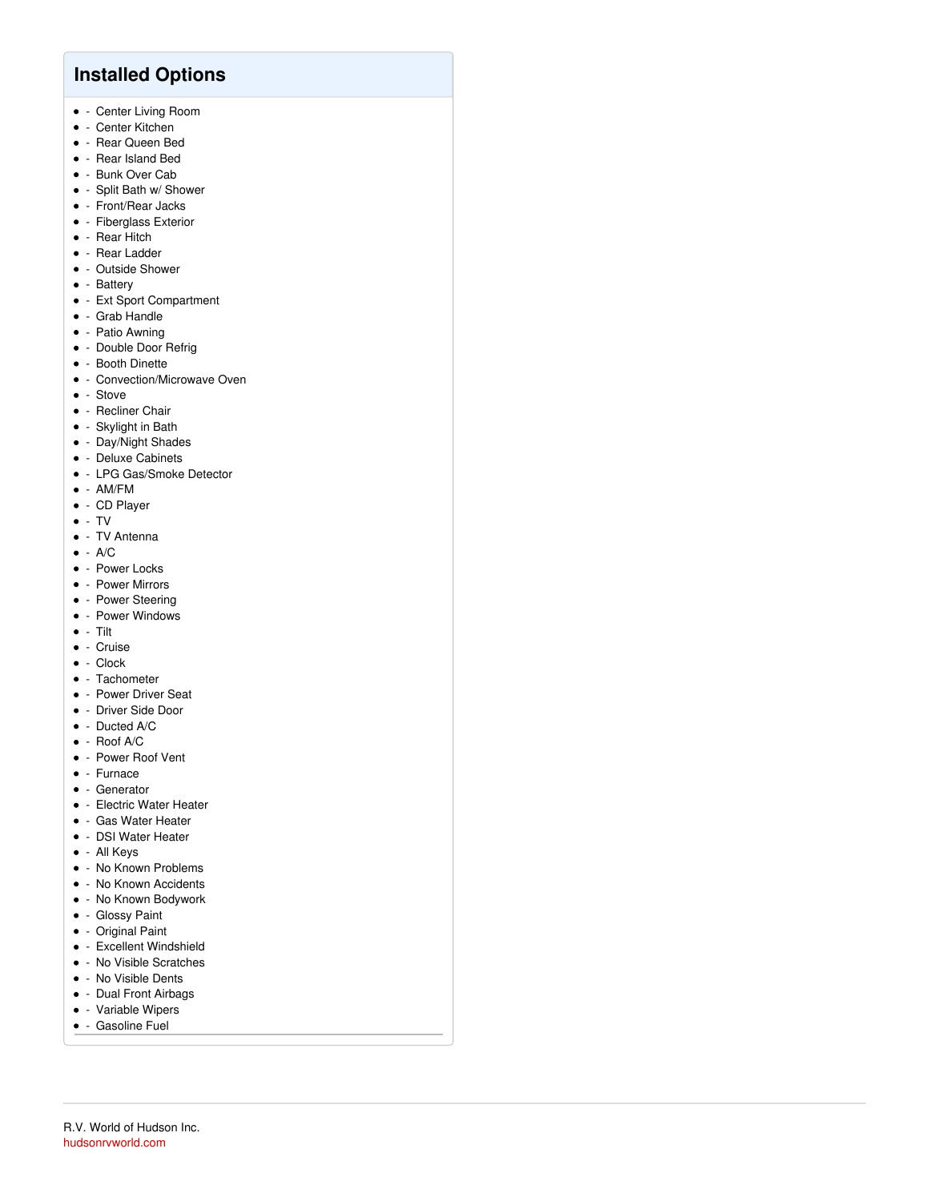## Installed Options

- \- Center Living Room
- \- Center Kitchen
- \- Rear Queen Bed
- \- Rear Island Bed
- \- Bunk Over Cab
- \- Split Bath w/ Shower
- \- Front/Rear Jacks
- \- Fiberglass Exterior
- \- Rear Hitch
- \- Rear Ladder
- \- Outside Shower
- \- Battery
- \- Ext Sport Compartment
- \- Grab Handle
- \- Patio Awning
- \- Double Door Refrig
- \- Booth Dinette
- \- Convection/Microwave Oven
- \- Stove
- \- Recliner Chair
- \- Skylight in Bath
- \- Day/Night Shades
- \- Deluxe Cabinets
- \- LPG Gas/Smoke Detector
- \- AM/FM
- \- CD Player
- \- TV
- \- TV Antenna
- \- A/C
- \- Power Locks
- \- Power Mirrors
- \- Power Steering
- \- Power Windows
- \- Tilt
- \- Cruise
- \- Clock
- \- Tachometer
- \- Power Driver Seat
- \- Driver Side Door
- \- Ducted A/C
- \- Roof A/C
- \- Power Roof Vent
- \- Furnace
- \- Generator
- \- Electric Water Heater
- \- Gas Water Heater
- \- DSI Water Heater
- \- All Keys
- \- No Known Problems
- \- No Known Accidents
- \- No Known Bodywork
- \- Glossy Paint
- \- Original Paint
- \- Excellent Windshield
- \- No Visible Scratches
- \- No Visible Dents
- \- Dual Front Airbags
- \- Variable Wipers
- \- Gasoline Fuel

R.V. World of Hudson Inc.
hudsonrvworld.com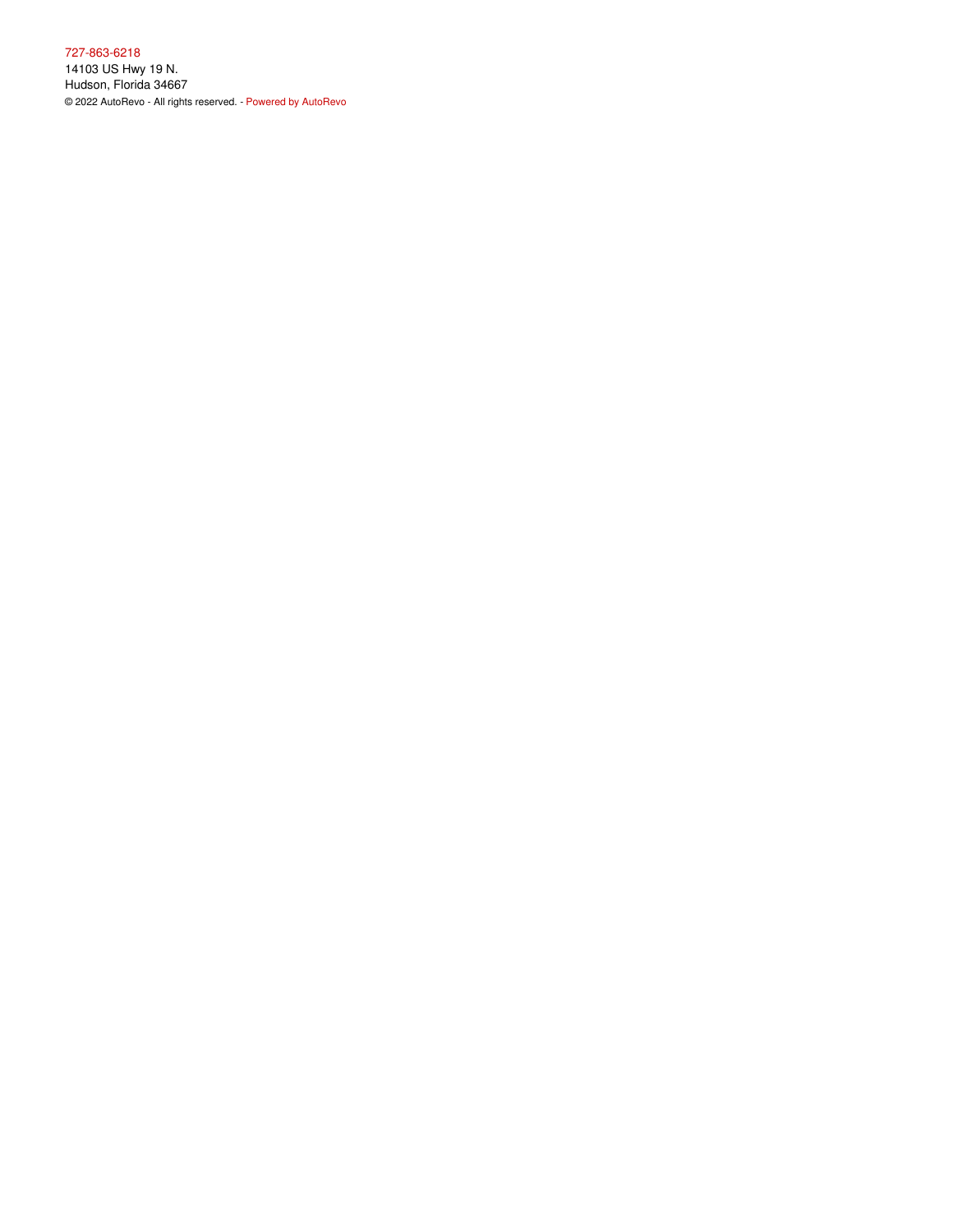727-863-6218
14103 US Hwy 19 N.
Hudson, Florida 34667
© 2022 AutoRevo - All rights reserved. - Powered by AutoRevo